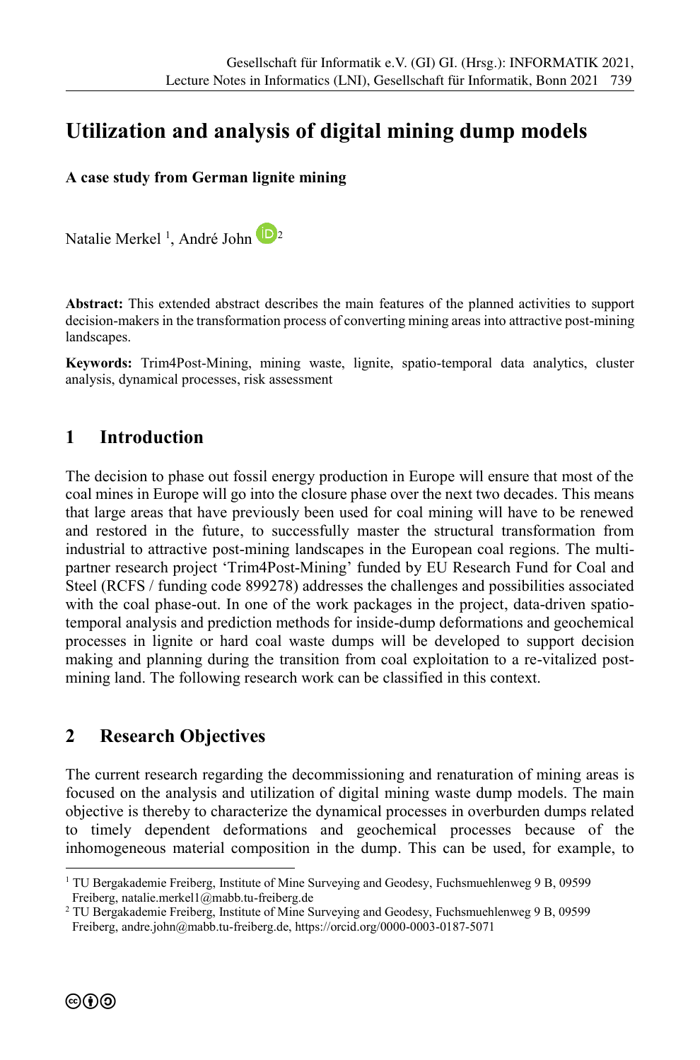# Utilization and analysis of digital mining dump models

**A case study from German lignite mining**

Natalie Merkel [1], André John [2]

**Abstract:** This extended abstract describes the main features of the planned activities to support decision-makers in the transformation process of converting mining areas into attractive post-mining landscapes.

**Keywords:** Trim4Post-Mining, mining waste, lignite, spatio-temporal data analytics, cluster analysis, dynamical processes, risk assessment

## 1 Introduction

The decision to phase out fossil energy production in Europe will ensure that most of the coal mines in Europe will go into the closure phase over the next two decades. This means that large areas that have previously been used for coal mining will have to be renewed and restored in the future, to successfully master the structural transformation from industrial to attractive post-mining landscapes in the European coal regions. The multi-partner research project 'Trim4Post-Mining' funded by EU Research Fund for Coal and Steel (RCFS / funding code 899278) addresses the challenges and possibilities associated with the coal phase-out. In one of the work packages in the project, data-driven spatio-temporal analysis and prediction methods for inside-dump deformations and geochemical processes in lignite or hard coal waste dumps will be developed to support decision making and planning during the transition from coal exploitation to a re-vitalized post-mining land. The following research work can be classified in this context.

## 2 Research Objectives

The current research regarding the decommissioning and renaturation of mining areas is focused on the analysis and utilization of digital mining waste dump models. The main objective is thereby to characterize the dynamical processes in overburden dumps related to timely dependent deformations and geochemical processes because of the inhomogeneous material composition in the dump. This can be used, for example, to

[1] TU Bergakademie Freiberg, Institute of Mine Surveying and Geodesy, Fuchsmuehlenweg 9 B, 09599 Freiberg, natalie.merkel1@mabb.tu-freiberg.de

[2] TU Bergakademie Freiberg, Institute of Mine Surveying and Geodesy, Fuchsmuehlenweg 9 B, 09599 Freiberg, andre.john@mabb.tu-freiberg.de, https://orcid.org/0000-0003-0187-5071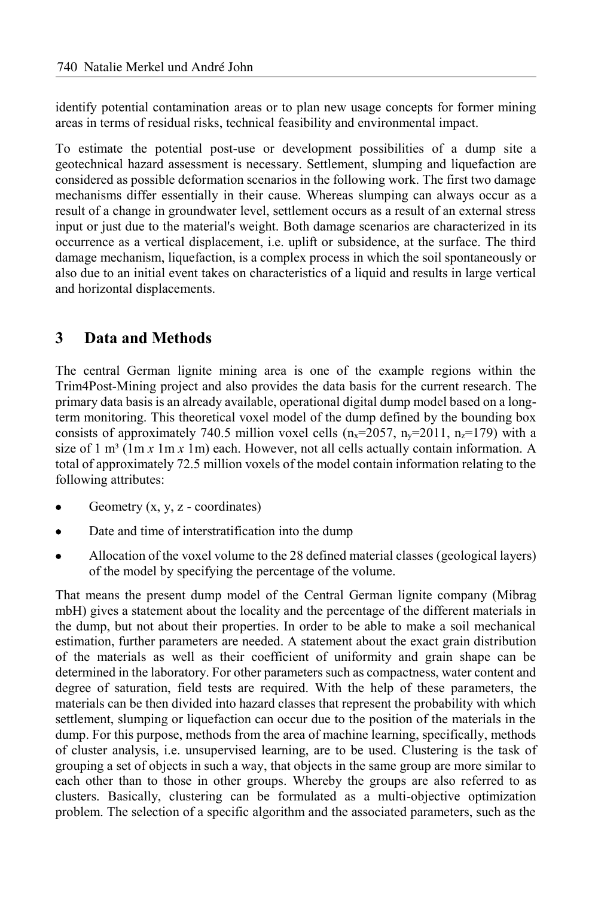identify potential contamination areas or to plan new usage concepts for former mining areas in terms of residual risks, technical feasibility and environmental impact.

To estimate the potential post-use or development possibilities of a dump site a geotechnical hazard assessment is necessary. Settlement, slumping and liquefaction are considered as possible deformation scenarios in the following work. The first two damage mechanisms differ essentially in their cause. Whereas slumping can always occur as a result of a change in groundwater level, settlement occurs as a result of an external stress input or just due to the material's weight. Both damage scenarios are characterized in its occurrence as a vertical displacement, i.e. uplift or subsidence, at the surface. The third damage mechanism, liquefaction, is a complex process in which the soil spontaneously or also due to an initial event takes on characteristics of a liquid and results in large vertical and horizontal displacements.

## 3 Data and Methods

The central German lignite mining area is one of the example regions within the Trim4Post-Mining project and also provides the data basis for the current research. The primary data basis is an already available, operational digital dump model based on a long-term monitoring. This theoretical voxel model of the dump defined by the bounding box consists of approximately 740.5 million voxel cells ($n_x$=2057, $n_y$=2011, $n_z$=179) with a size of 1 m³ (1m *x* 1m *x* 1m) each. However, not all cells actually contain information. A total of approximately 72.5 million voxels of the model contain information relating to the following attributes:

- Geometry (x, y, z - coordinates)
- Date and time of interstratification into the dump
- Allocation of the voxel volume to the 28 defined material classes (geological layers) of the model by specifying the percentage of the volume.

That means the present dump model of the Central German lignite company (Mibrag mbH) gives a statement about the locality and the percentage of the different materials in the dump, but not about their properties. In order to be able to make a soil mechanical estimation, further parameters are needed. A statement about the exact grain distribution of the materials as well as their coefficient of uniformity and grain shape can be determined in the laboratory. For other parameters such as compactness, water content and degree of saturation, field tests are required. With the help of these parameters, the materials can be then divided into hazard classes that represent the probability with which settlement, slumping or liquefaction can occur due to the position of the materials in the dump. For this purpose, methods from the area of machine learning, specifically, methods of cluster analysis, i.e. unsupervised learning, are to be used. Clustering is the task of grouping a set of objects in such a way, that objects in the same group are more similar to each other than to those in other groups. Whereby the groups are also referred to as clusters. Basically, clustering can be formulated as a multi-objective optimization problem. The selection of a specific algorithm and the associated parameters, such as the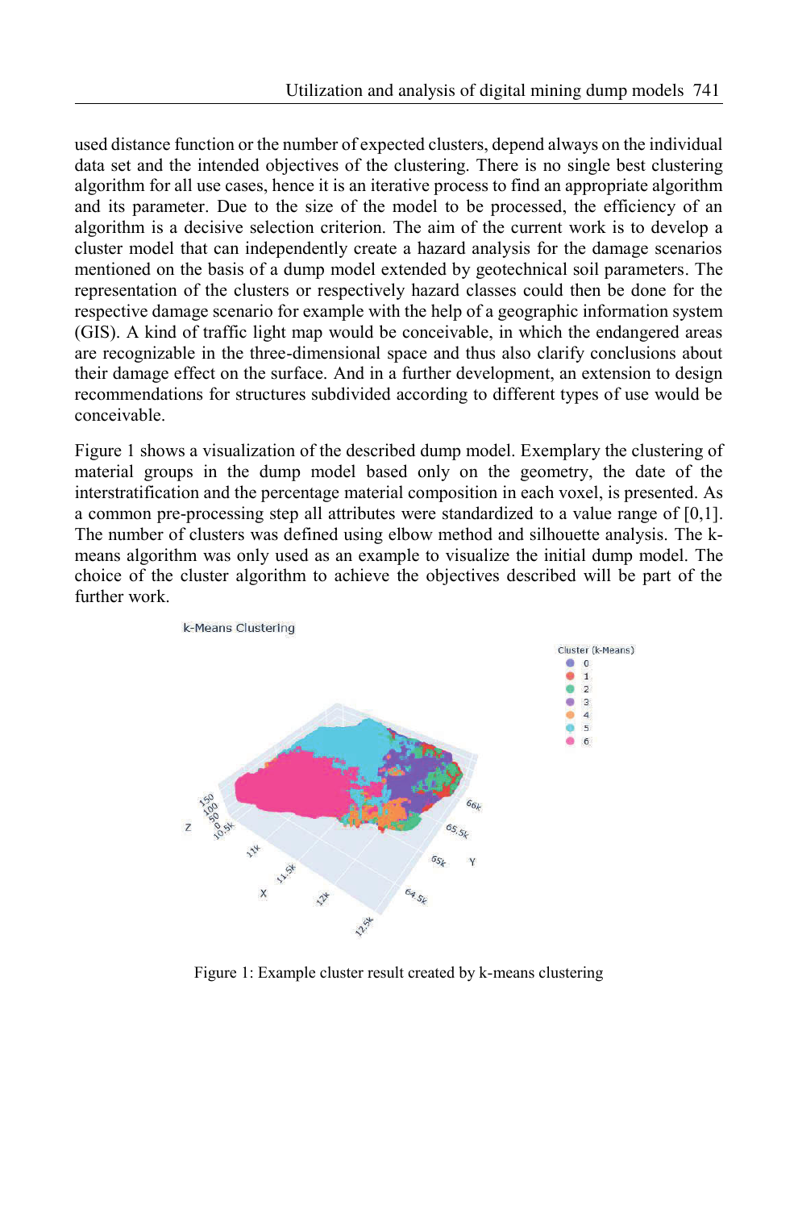used distance function or the number of expected clusters, depend always on the individual data set and the intended objectives of the clustering. There is no single best clustering algorithm for all use cases, hence it is an iterative process to find an appropriate algorithm and its parameter. Due to the size of the model to be processed, the efficiency of an algorithm is a decisive selection criterion. The aim of the current work is to develop a cluster model that can independently create a hazard analysis for the damage scenarios mentioned on the basis of a dump model extended by geotechnical soil parameters. The representation of the clusters or respectively hazard classes could then be done for the respective damage scenario for example with the help of a geographic information system (GIS). A kind of traffic light map would be conceivable, in which the endangered areas are recognizable in the three-dimensional space and thus also clarify conclusions about their damage effect on the surface. And in a further development, an extension to design recommendations for structures subdivided according to different types of use would be conceivable.

Figure 1 shows a visualization of the described dump model. Exemplary the clustering of material groups in the dump model based only on the geometry, the date of the interstratification and the percentage material composition in each voxel, is presented. As a common pre-processing step all attributes were standardized to a value range of [0,1]. The number of clusters was defined using elbow method and silhouette analysis. The k-means algorithm was only used as an example to visualize the initial dump model. The choice of the cluster algorithm to achieve the objectives described will be part of the further work.

k-Means Clustering

Cluster (k-Means)
0
1
2
3
4
5
6

Z
150
100
50
0
X
10.5k
11k
11.5k
12k
12.5k
Y
64.5k
65k
65.5k
66k

Figure 1: Example cluster result created by k-means clustering